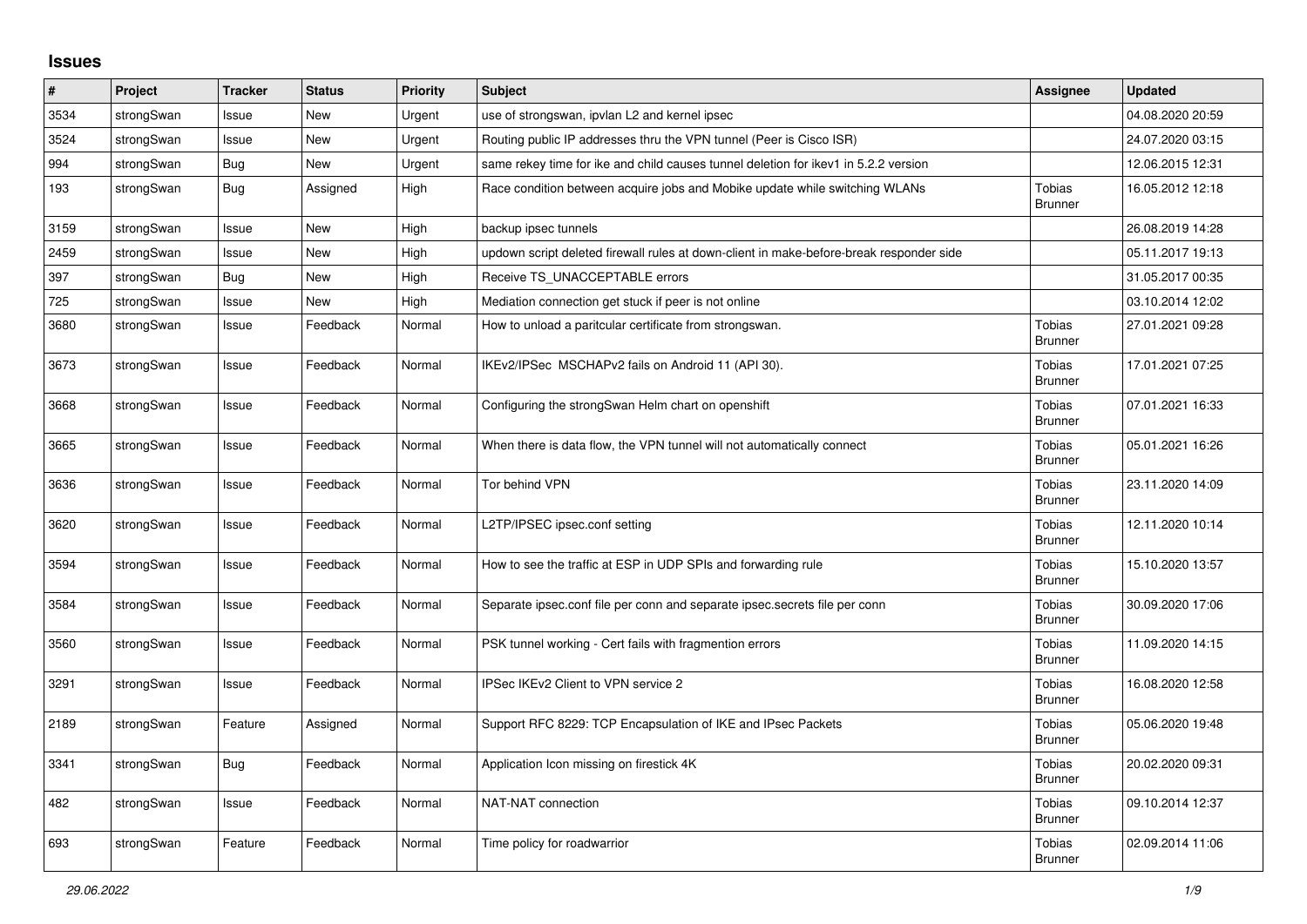## Issues

| # | Project | Tracker | Status | Priority | Subject | Assignee | Updated |
|---|---|---|---|---|---|---|---|
| 3534 | strongSwan | Issue | New | Urgent | use of strongswan, ipvlan L2 and kernel ipsec | | 04.08.2020 20:59 |
| 3524 | strongSwan | Issue | New | Urgent | Routing public IP addresses thru the VPN tunnel (Peer is Cisco ISR) | | 24.07.2020 03:15 |
| 994 | strongSwan | Bug | New | Urgent | same rekey time for ike and child causes tunnel deletion for ikev1 in 5.2.2 version | | 12.06.2015 12:31 |
| 193 | strongSwan | Bug | Assigned | High | Race condition between acquire jobs and Mobike update while switching WLANs | Tobias Brunner | 16.05.2012 12:18 |
| 3159 | strongSwan | Issue | New | High | backup ipsec tunnels | | 26.08.2019 14:28 |
| 2459 | strongSwan | Issue | New | High | updown script deleted firewall rules at down-client in make-before-break responder side | | 05.11.2017 19:13 |
| 397 | strongSwan | Bug | New | High | Receive TS_UNACCEPTABLE errors | | 31.05.2017 00:35 |
| 725 | strongSwan | Issue | New | High | Mediation connection get stuck if peer is not online | | 03.10.2014 12:02 |
| 3680 | strongSwan | Issue | Feedback | Normal | How to unload a paritcular certificate from strongswan. | Tobias Brunner | 27.01.2021 09:28 |
| 3673 | strongSwan | Issue | Feedback | Normal | IKEv2/IPSec  MSCHAPv2 fails on Android 11 (API 30). | Tobias Brunner | 17.01.2021 07:25 |
| 3668 | strongSwan | Issue | Feedback | Normal | Configuring the strongSwan Helm chart on openshift | Tobias Brunner | 07.01.2021 16:33 |
| 3665 | strongSwan | Issue | Feedback | Normal | When there is data flow, the VPN tunnel will not automatically connect | Tobias Brunner | 05.01.2021 16:26 |
| 3636 | strongSwan | Issue | Feedback | Normal | Tor behind VPN | Tobias Brunner | 23.11.2020 14:09 |
| 3620 | strongSwan | Issue | Feedback | Normal | L2TP/IPSEC ipsec.conf setting | Tobias Brunner | 12.11.2020 10:14 |
| 3594 | strongSwan | Issue | Feedback | Normal | How to see the traffic at ESP in UDP SPIs and forwarding rule | Tobias Brunner | 15.10.2020 13:57 |
| 3584 | strongSwan | Issue | Feedback | Normal | Separate ipsec.conf file per conn and separate ipsec.secrets file per conn | Tobias Brunner | 30.09.2020 17:06 |
| 3560 | strongSwan | Issue | Feedback | Normal | PSK tunnel working - Cert fails with fragmention errors | Tobias Brunner | 11.09.2020 14:15 |
| 3291 | strongSwan | Issue | Feedback | Normal | IPSec IKEv2 Client to VPN service 2 | Tobias Brunner | 16.08.2020 12:58 |
| 2189 | strongSwan | Feature | Assigned | Normal | Support RFC 8229: TCP Encapsulation of IKE and IPsec Packets | Tobias Brunner | 05.06.2020 19:48 |
| 3341 | strongSwan | Bug | Feedback | Normal | Application Icon missing on firestick 4K | Tobias Brunner | 20.02.2020 09:31 |
| 482 | strongSwan | Issue | Feedback | Normal | NAT-NAT connection | Tobias Brunner | 09.10.2014 12:37 |
| 693 | strongSwan | Feature | Feedback | Normal | Time policy for roadwarrior | Tobias Brunner | 02.09.2014 11:06 |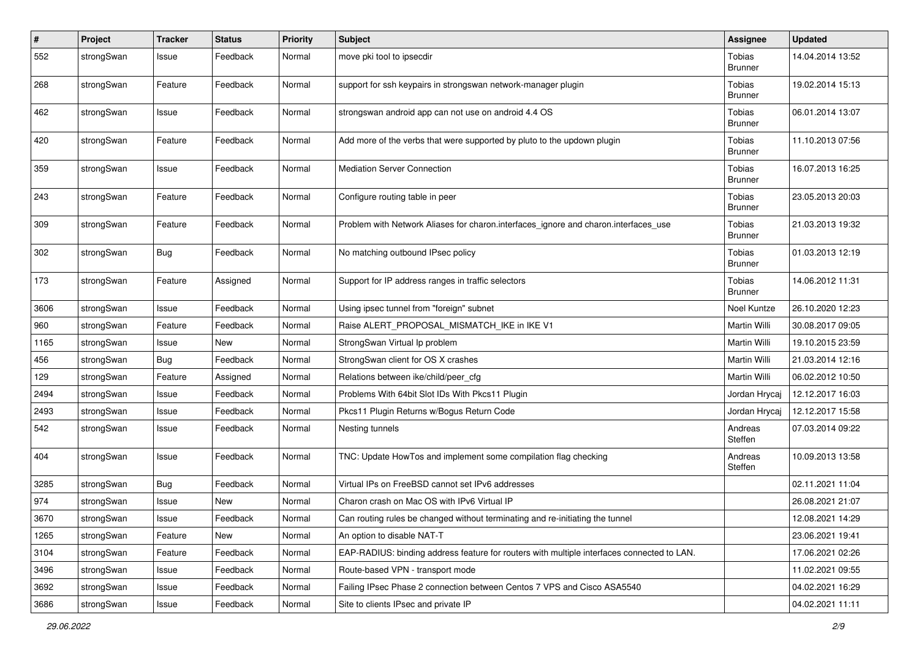| # | Project | Tracker | Status | Priority | Subject | Assignee | Updated |
|---|---|---|---|---|---|---|---|
| 552 | strongSwan | Issue | Feedback | Normal | move pki tool to ipsecdir | Tobias Brunner | 14.04.2014 13:52 |
| 268 | strongSwan | Feature | Feedback | Normal | support for ssh keypairs in strongswan network-manager plugin | Tobias Brunner | 19.02.2014 15:13 |
| 462 | strongSwan | Issue | Feedback | Normal | strongswan android app can not use on android 4.4 OS | Tobias Brunner | 06.01.2014 13:07 |
| 420 | strongSwan | Feature | Feedback | Normal | Add more of the verbs that were supported by pluto to the updown plugin | Tobias Brunner | 11.10.2013 07:56 |
| 359 | strongSwan | Issue | Feedback | Normal | Mediation Server Connection | Tobias Brunner | 16.07.2013 16:25 |
| 243 | strongSwan | Feature | Feedback | Normal | Configure routing table in peer | Tobias Brunner | 23.05.2013 20:03 |
| 309 | strongSwan | Feature | Feedback | Normal | Problem with Network Aliases for charon.interfaces_ignore and charon.interfaces_use | Tobias Brunner | 21.03.2013 19:32 |
| 302 | strongSwan | Bug | Feedback | Normal | No matching outbound IPsec policy | Tobias Brunner | 01.03.2013 12:19 |
| 173 | strongSwan | Feature | Assigned | Normal | Support for IP address ranges in traffic selectors | Tobias Brunner | 14.06.2012 11:31 |
| 3606 | strongSwan | Issue | Feedback | Normal | Using ipsec tunnel from "foreign" subnet | Noel Kuntze | 26.10.2020 12:23 |
| 960 | strongSwan | Feature | Feedback | Normal | Raise ALERT_PROPOSAL_MISMATCH_IKE in IKE V1 | Martin Willi | 30.08.2017 09:05 |
| 1165 | strongSwan | Issue | New | Normal | StrongSwan Virtual Ip problem | Martin Willi | 19.10.2015 23:59 |
| 456 | strongSwan | Bug | Feedback | Normal | StrongSwan client for OS X crashes | Martin Willi | 21.03.2014 12:16 |
| 129 | strongSwan | Feature | Assigned | Normal | Relations between ike/child/peer_cfg | Martin Willi | 06.02.2012 10:50 |
| 2494 | strongSwan | Issue | Feedback | Normal | Problems With 64bit Slot IDs With Pkcs11 Plugin | Jordan Hrycaj | 12.12.2017 16:03 |
| 2493 | strongSwan | Issue | Feedback | Normal | Pkcs11 Plugin Returns w/Bogus Return Code | Jordan Hrycaj | 12.12.2017 15:58 |
| 542 | strongSwan | Issue | Feedback | Normal | Nesting tunnels | Andreas Steffen | 07.03.2014 09:22 |
| 404 | strongSwan | Issue | Feedback | Normal | TNC: Update HowTos and implement some compilation flag checking | Andreas Steffen | 10.09.2013 13:58 |
| 3285 | strongSwan | Bug | Feedback | Normal | Virtual IPs on FreeBSD cannot set IPv6 addresses | | 02.11.2021 11:04 |
| 974 | strongSwan | Issue | New | Normal | Charon crash on Mac OS with IPv6 Virtual IP | | 26.08.2021 21:07 |
| 3670 | strongSwan | Issue | Feedback | Normal | Can routing rules be changed without terminating and re-initiating the tunnel | | 12.08.2021 14:29 |
| 1265 | strongSwan | Feature | New | Normal | An option to disable NAT-T | | 23.06.2021 19:41 |
| 3104 | strongSwan | Feature | Feedback | Normal | EAP-RADIUS: binding address feature for routers with multiple interfaces connected to LAN. | | 17.06.2021 02:26 |
| 3496 | strongSwan | Issue | Feedback | Normal | Route-based VPN - transport mode | | 11.02.2021 09:55 |
| 3692 | strongSwan | Issue | Feedback | Normal | Failing IPsec Phase 2 connection between Centos 7 VPS and Cisco ASA5540 | | 04.02.2021 16:29 |
| 3686 | strongSwan | Issue | Feedback | Normal | Site to clients IPsec and private IP | | 04.02.2021 11:11 |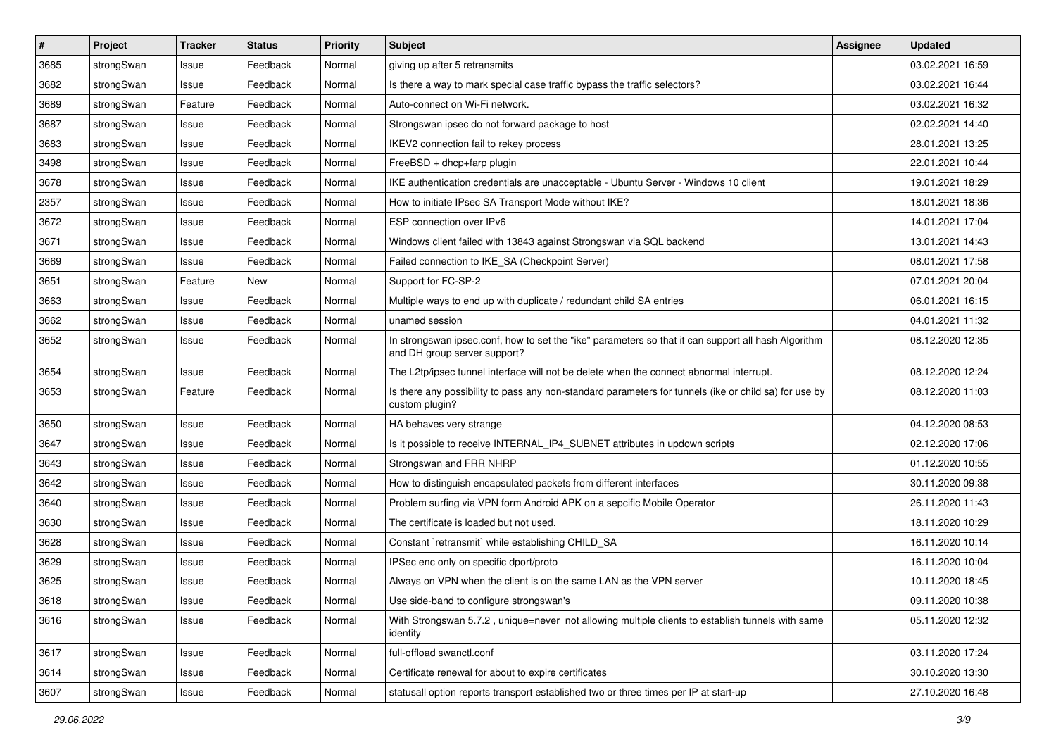| # | Project | Tracker | Status | Priority | Subject | Assignee | Updated |
|---|---|---|---|---|---|---|---|
| 3685 | strongSwan | Issue | Feedback | Normal | giving up after 5 retransmits | | 03.02.2021 16:59 |
| 3682 | strongSwan | Issue | Feedback | Normal | Is there a way to mark special case traffic bypass the traffic selectors? | | 03.02.2021 16:44 |
| 3689 | strongSwan | Feature | Feedback | Normal | Auto-connect on Wi-Fi network. | | 03.02.2021 16:32 |
| 3687 | strongSwan | Issue | Feedback | Normal | Strongswan ipsec do not forward package to host | | 02.02.2021 14:40 |
| 3683 | strongSwan | Issue | Feedback | Normal | IKEV2 connection fail to rekey process | | 28.01.2021 13:25 |
| 3498 | strongSwan | Issue | Feedback | Normal | FreeBSD + dhcp+farp plugin | | 22.01.2021 10:44 |
| 3678 | strongSwan | Issue | Feedback | Normal | IKE authentication credentials are unacceptable - Ubuntu Server - Windows 10 client | | 19.01.2021 18:29 |
| 2357 | strongSwan | Issue | Feedback | Normal | How to initiate IPsec SA Transport Mode without IKE? | | 18.01.2021 18:36 |
| 3672 | strongSwan | Issue | Feedback | Normal | ESP connection over IPv6 | | 14.01.2021 17:04 |
| 3671 | strongSwan | Issue | Feedback | Normal | Windows client failed with 13843 against Strongswan via SQL backend | | 13.01.2021 14:43 |
| 3669 | strongSwan | Issue | Feedback | Normal | Failed connection to IKE_SA (Checkpoint Server) | | 08.01.2021 17:58 |
| 3651 | strongSwan | Feature | New | Normal | Support for FC-SP-2 | | 07.01.2021 20:04 |
| 3663 | strongSwan | Issue | Feedback | Normal | Multiple ways to end up with duplicate / redundant child SA entries | | 06.01.2021 16:15 |
| 3662 | strongSwan | Issue | Feedback | Normal | unamed session | | 04.01.2021 11:32 |
| 3652 | strongSwan | Issue | Feedback | Normal | In strongswan ipsec.conf, how to set the "ike" parameters so that it can support all hash Algorithm and DH group server support? | | 08.12.2020 12:35 |
| 3654 | strongSwan | Issue | Feedback | Normal | The L2tp/ipsec tunnel interface will not be delete when the connect abnormal interrupt. | | 08.12.2020 12:24 |
| 3653 | strongSwan | Feature | Feedback | Normal | Is there any possibility to pass any non-standard parameters for tunnels (ike or child sa) for use by custom plugin? | | 08.12.2020 11:03 |
| 3650 | strongSwan | Issue | Feedback | Normal | HA behaves very strange | | 04.12.2020 08:53 |
| 3647 | strongSwan | Issue | Feedback | Normal | Is it possible to receive INTERNAL_IP4_SUBNET attributes in updown scripts | | 02.12.2020 17:06 |
| 3643 | strongSwan | Issue | Feedback | Normal | Strongswan and FRR NHRP | | 01.12.2020 10:55 |
| 3642 | strongSwan | Issue | Feedback | Normal | How to distinguish encapsulated packets from different interfaces | | 30.11.2020 09:38 |
| 3640 | strongSwan | Issue | Feedback | Normal | Problem surfing via VPN form Android APK on a sepcific Mobile Operator | | 26.11.2020 11:43 |
| 3630 | strongSwan | Issue | Feedback | Normal | The certificate is loaded but not used. | | 18.11.2020 10:29 |
| 3628 | strongSwan | Issue | Feedback | Normal | Constant `retransmit` while establishing CHILD_SA | | 16.11.2020 10:14 |
| 3629 | strongSwan | Issue | Feedback | Normal | IPSec enc only on specific dport/proto | | 16.11.2020 10:04 |
| 3625 | strongSwan | Issue | Feedback | Normal | Always on VPN when the client is on the same LAN as the VPN server | | 10.11.2020 18:45 |
| 3618 | strongSwan | Issue | Feedback | Normal | Use side-band to configure strongswan's | | 09.11.2020 10:38 |
| 3616 | strongSwan | Issue | Feedback | Normal | With Strongswan 5.7.2 , unique=never not allowing multiple clients to establish tunnels with same identity | | 05.11.2020 12:32 |
| 3617 | strongSwan | Issue | Feedback | Normal | full-offload swanctl.conf | | 03.11.2020 17:24 |
| 3614 | strongSwan | Issue | Feedback | Normal | Certificate renewal for about to expire certificates | | 30.10.2020 13:30 |
| 3607 | strongSwan | Issue | Feedback | Normal | statusall option reports transport established two or three times per IP at start-up | | 27.10.2020 16:48 |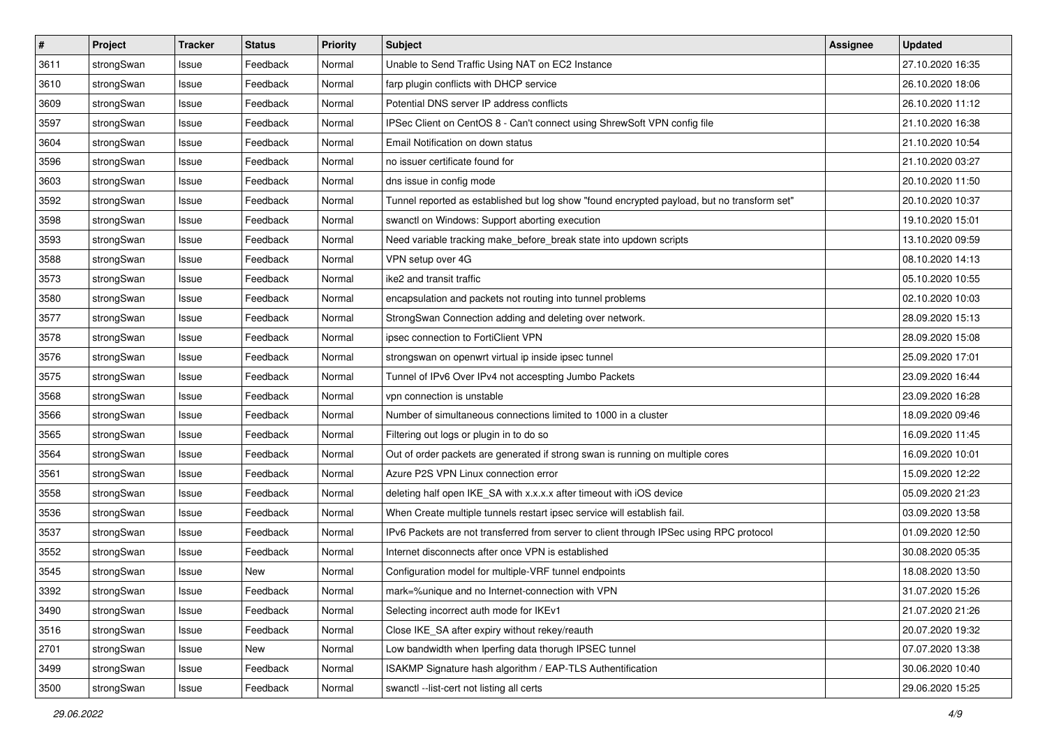| # | Project | Tracker | Status | Priority | Subject | Assignee | Updated |
|---|---|---|---|---|---|---|---|
| 3611 | strongSwan | Issue | Feedback | Normal | Unable to Send Traffic Using NAT on EC2 Instance | | 27.10.2020 16:35 |
| 3610 | strongSwan | Issue | Feedback | Normal | farp plugin conflicts with DHCP service | | 26.10.2020 18:06 |
| 3609 | strongSwan | Issue | Feedback | Normal | Potential DNS server IP address conflicts | | 26.10.2020 11:12 |
| 3597 | strongSwan | Issue | Feedback | Normal | IPSec Client on CentOS 8 - Can't connect using ShrewSoft VPN config file | | 21.10.2020 16:38 |
| 3604 | strongSwan | Issue | Feedback | Normal | Email Notification on down status | | 21.10.2020 10:54 |
| 3596 | strongSwan | Issue | Feedback | Normal | no issuer certificate found for | | 21.10.2020 03:27 |
| 3603 | strongSwan | Issue | Feedback | Normal | dns issue in config mode | | 20.10.2020 11:50 |
| 3592 | strongSwan | Issue | Feedback | Normal | Tunnel reported as established but log show "found encrypted payload, but no transform set" | | 20.10.2020 10:37 |
| 3598 | strongSwan | Issue | Feedback | Normal | swanctl on Windows: Support aborting execution | | 19.10.2020 15:01 |
| 3593 | strongSwan | Issue | Feedback | Normal | Need variable tracking make_before_break state into updown scripts | | 13.10.2020 09:59 |
| 3588 | strongSwan | Issue | Feedback | Normal | VPN setup over 4G | | 08.10.2020 14:13 |
| 3573 | strongSwan | Issue | Feedback | Normal | ike2 and transit traffic | | 05.10.2020 10:55 |
| 3580 | strongSwan | Issue | Feedback | Normal | encapsulation and packets not routing into tunnel problems | | 02.10.2020 10:03 |
| 3577 | strongSwan | Issue | Feedback | Normal | StrongSwan Connection adding and deleting over network. | | 28.09.2020 15:13 |
| 3578 | strongSwan | Issue | Feedback | Normal | ipsec connection to FortiClient VPN | | 28.09.2020 15:08 |
| 3576 | strongSwan | Issue | Feedback | Normal | strongswan on openwrt virtual ip inside ipsec tunnel | | 25.09.2020 17:01 |
| 3575 | strongSwan | Issue | Feedback | Normal | Tunnel of IPv6 Over IPv4 not accespting Jumbo Packets | | 23.09.2020 16:44 |
| 3568 | strongSwan | Issue | Feedback | Normal | vpn connection is unstable | | 23.09.2020 16:28 |
| 3566 | strongSwan | Issue | Feedback | Normal | Number of simultaneous connections limited to 1000 in a cluster | | 18.09.2020 09:46 |
| 3565 | strongSwan | Issue | Feedback | Normal | Filtering out logs or plugin in to do so | | 16.09.2020 11:45 |
| 3564 | strongSwan | Issue | Feedback | Normal | Out of order packets are generated if strong swan is running on multiple cores | | 16.09.2020 10:01 |
| 3561 | strongSwan | Issue | Feedback | Normal | Azure P2S VPN Linux connection error | | 15.09.2020 12:22 |
| 3558 | strongSwan | Issue | Feedback | Normal | deleting half open IKE_SA with x.x.x.x after timeout with iOS device | | 05.09.2020 21:23 |
| 3536 | strongSwan | Issue | Feedback | Normal | When Create multiple tunnels restart ipsec service will establish fail. | | 03.09.2020 13:58 |
| 3537 | strongSwan | Issue | Feedback | Normal | IPv6 Packets are not transferred from server to client through IPSec using RPC protocol | | 01.09.2020 12:50 |
| 3552 | strongSwan | Issue | Feedback | Normal | Internet disconnects after once VPN is established | | 30.08.2020 05:35 |
| 3545 | strongSwan | Issue | New | Normal | Configuration model for multiple-VRF tunnel endpoints | | 18.08.2020 13:50 |
| 3392 | strongSwan | Issue | Feedback | Normal | mark=%unique and no Internet-connection with VPN | | 31.07.2020 15:26 |
| 3490 | strongSwan | Issue | Feedback | Normal | Selecting incorrect auth mode for IKEv1 | | 21.07.2020 21:26 |
| 3516 | strongSwan | Issue | Feedback | Normal | Close IKE_SA after expiry without rekey/reauth | | 20.07.2020 19:32 |
| 2701 | strongSwan | Issue | New | Normal | Low bandwidth when Iperfing data thorugh IPSEC tunnel | | 07.07.2020 13:38 |
| 3499 | strongSwan | Issue | Feedback | Normal | ISAKMP Signature hash algorithm / EAP-TLS Authentification | | 30.06.2020 10:40 |
| 3500 | strongSwan | Issue | Feedback | Normal | swanctl --list-cert not listing all certs | | 29.06.2020 15:25 |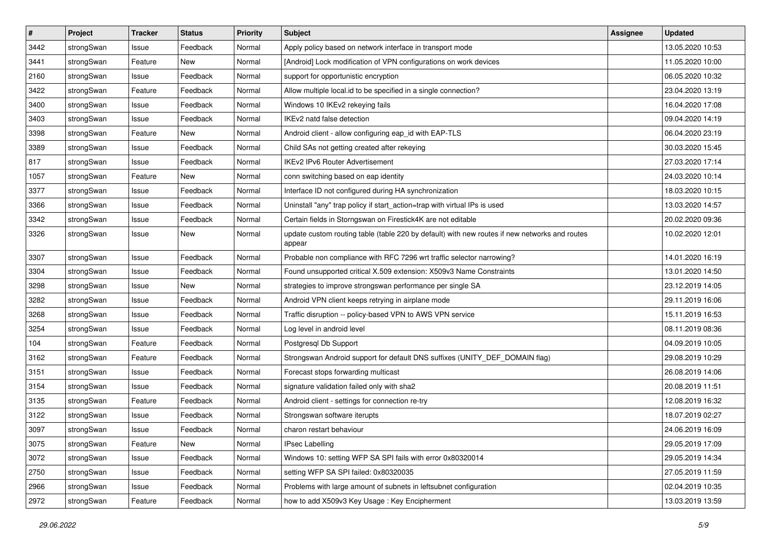| # | Project | Tracker | Status | Priority | Subject | Assignee | Updated |
| --- | --- | --- | --- | --- | --- | --- | --- |
| 3442 | strongSwan | Issue | Feedback | Normal | Apply policy based on network interface in transport mode | | 13.05.2020 10:53 |
| 3441 | strongSwan | Feature | New | Normal | [Android] Lock modification of VPN configurations on work devices | | 11.05.2020 10:00 |
| 2160 | strongSwan | Issue | Feedback | Normal | support for opportunistic encryption | | 06.05.2020 10:32 |
| 3422 | strongSwan | Feature | Feedback | Normal | Allow multiple local.id to be specified in a single connection? | | 23.04.2020 13:19 |
| 3400 | strongSwan | Issue | Feedback | Normal | Windows 10 IKEv2 rekeying fails | | 16.04.2020 17:08 |
| 3403 | strongSwan | Issue | Feedback | Normal | IKEv2 natd false detection | | 09.04.2020 14:19 |
| 3398 | strongSwan | Feature | New | Normal | Android client - allow configuring eap_id with EAP-TLS | | 06.04.2020 23:19 |
| 3389 | strongSwan | Issue | Feedback | Normal | Child SAs not getting created after rekeying | | 30.03.2020 15:45 |
| 817 | strongSwan | Issue | Feedback | Normal | IKEv2 IPv6 Router Advertisement | | 27.03.2020 17:14 |
| 1057 | strongSwan | Feature | New | Normal | conn switching based on eap identity | | 24.03.2020 10:14 |
| 3377 | strongSwan | Issue | Feedback | Normal | Interface ID not configured during HA synchronization | | 18.03.2020 10:15 |
| 3366 | strongSwan | Issue | Feedback | Normal | Uninstall "any" trap policy if start_action=trap with virtual IPs is used | | 13.03.2020 14:57 |
| 3342 | strongSwan | Issue | Feedback | Normal | Certain fields in Storngswan on Firestick4K are not editable | | 20.02.2020 09:36 |
| 3326 | strongSwan | Issue | New | Normal | update custom routing table (table 220 by default) with new routes if new networks and routes appear | | 10.02.2020 12:01 |
| 3307 | strongSwan | Issue | Feedback | Normal | Probable non compliance with RFC 7296 wrt traffic selector narrowing? | | 14.01.2020 16:19 |
| 3304 | strongSwan | Issue | Feedback | Normal | Found unsupported critical X.509 extension: X509v3 Name Constraints | | 13.01.2020 14:50 |
| 3298 | strongSwan | Issue | New | Normal | strategies to improve strongswan performance per single SA | | 23.12.2019 14:05 |
| 3282 | strongSwan | Issue | Feedback | Normal | Android VPN client keeps retrying in airplane mode | | 29.11.2019 16:06 |
| 3268 | strongSwan | Issue | Feedback | Normal | Traffic disruption -- policy-based VPN to AWS VPN service | | 15.11.2019 16:53 |
| 3254 | strongSwan | Issue | Feedback | Normal | Log level in android level | | 08.11.2019 08:36 |
| 104 | strongSwan | Feature | Feedback | Normal | Postgresql Db Support | | 04.09.2019 10:05 |
| 3162 | strongSwan | Feature | Feedback | Normal | Strongswan Android support for default DNS suffixes (UNITY_DEF_DOMAIN flag) | | 29.08.2019 10:29 |
| 3151 | strongSwan | Issue | Feedback | Normal | Forecast stops forwarding multicast | | 26.08.2019 14:06 |
| 3154 | strongSwan | Issue | Feedback | Normal | signature validation failed only with sha2 | | 20.08.2019 11:51 |
| 3135 | strongSwan | Feature | Feedback | Normal | Android client - settings for connection re-try | | 12.08.2019 16:32 |
| 3122 | strongSwan | Issue | Feedback | Normal | Strongswan software iterupts | | 18.07.2019 02:27 |
| 3097 | strongSwan | Issue | Feedback | Normal | charon restart behaviour | | 24.06.2019 16:09 |
| 3075 | strongSwan | Feature | New | Normal | IPsec Labelling | | 29.05.2019 17:09 |
| 3072 | strongSwan | Issue | Feedback | Normal | Windows 10: setting WFP SA SPI fails with error 0x80320014 | | 29.05.2019 14:34 |
| 2750 | strongSwan | Issue | Feedback | Normal | setting WFP SA SPI failed: 0x80320035 | | 27.05.2019 11:59 |
| 2966 | strongSwan | Issue | Feedback | Normal | Problems with large amount of subnets in leftsubnet configuration | | 02.04.2019 10:35 |
| 2972 | strongSwan | Feature | Feedback | Normal | how to add X509v3 Key Usage : Key Encipherment | | 13.03.2019 13:59 |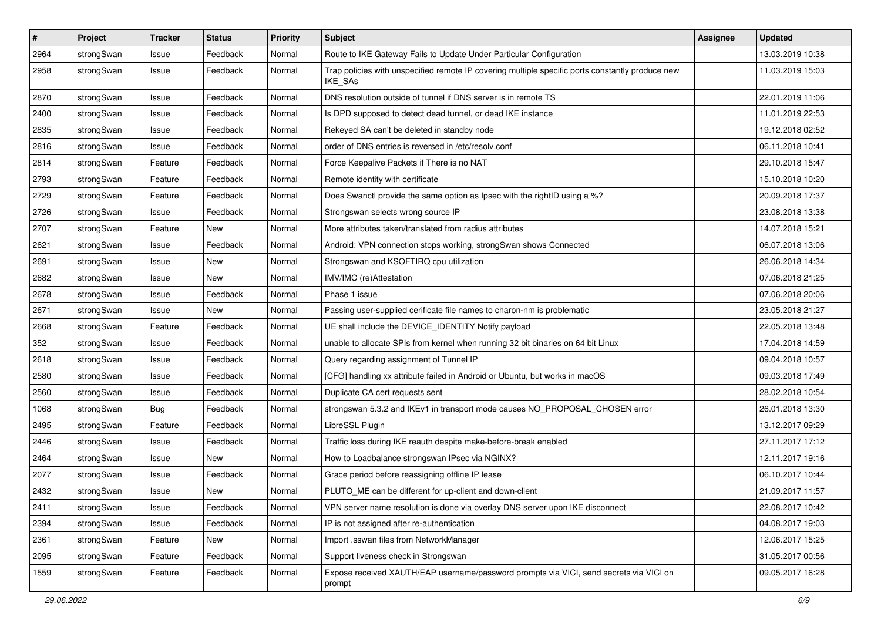| # | Project | Tracker | Status | Priority | Subject | Assignee | Updated |
|---|---|---|---|---|---|---|---|
| 2964 | strongSwan | Issue | Feedback | Normal | Route to IKE Gateway Fails to Update Under Particular Configuration | | 13.03.2019 10:38 |
| 2958 | strongSwan | Issue | Feedback | Normal | Trap policies with unspecified remote IP covering multiple specific ports constantly produce new IKE_SAs | | 11.03.2019 15:03 |
| 2870 | strongSwan | Issue | Feedback | Normal | DNS resolution outside of tunnel if DNS server is in remote TS | | 22.01.2019 11:06 |
| 2400 | strongSwan | Issue | Feedback | Normal | Is DPD supposed to detect dead tunnel, or dead IKE instance | | 11.01.2019 22:53 |
| 2835 | strongSwan | Issue | Feedback | Normal | Rekeyed SA can't be deleted in standby node | | 19.12.2018 02:52 |
| 2816 | strongSwan | Issue | Feedback | Normal | order of DNS entries is reversed in /etc/resolv.conf | | 06.11.2018 10:41 |
| 2814 | strongSwan | Feature | Feedback | Normal | Force Keepalive Packets if There is no NAT | | 29.10.2018 15:47 |
| 2793 | strongSwan | Feature | Feedback | Normal | Remote identity with certificate | | 15.10.2018 10:20 |
| 2729 | strongSwan | Feature | Feedback | Normal | Does Swanctl provide the same option as Ipsec with the rightID using a %? | | 20.09.2018 17:37 |
| 2726 | strongSwan | Issue | Feedback | Normal | Strongswan selects wrong source IP | | 23.08.2018 13:38 |
| 2707 | strongSwan | Feature | New | Normal | More attributes taken/translated from radius attributes | | 14.07.2018 15:21 |
| 2621 | strongSwan | Issue | Feedback | Normal | Android: VPN connection stops working, strongSwan shows Connected | | 06.07.2018 13:06 |
| 2691 | strongSwan | Issue | New | Normal | Strongswan and KSOFTIRQ cpu utilization | | 26.06.2018 14:34 |
| 2682 | strongSwan | Issue | New | Normal | IMV/IMC (re)Attestation | | 07.06.2018 21:25 |
| 2678 | strongSwan | Issue | Feedback | Normal | Phase 1 issue | | 07.06.2018 20:06 |
| 2671 | strongSwan | Issue | New | Normal | Passing user-supplied cerificate file names to charon-nm is problematic | | 23.05.2018 21:27 |
| 2668 | strongSwan | Feature | Feedback | Normal | UE shall include the DEVICE_IDENTITY Notify payload | | 22.05.2018 13:48 |
| 352 | strongSwan | Issue | Feedback | Normal | unable to allocate SPIs from kernel when running 32 bit binaries on 64 bit Linux | | 17.04.2018 14:59 |
| 2618 | strongSwan | Issue | Feedback | Normal | Query regarding assignment of Tunnel IP | | 09.04.2018 10:57 |
| 2580 | strongSwan | Issue | Feedback | Normal | [CFG] handling xx attribute failed in Android or Ubuntu, but works in macOS | | 09.03.2018 17:49 |
| 2560 | strongSwan | Issue | Feedback | Normal | Duplicate CA cert requests sent | | 28.02.2018 10:54 |
| 1068 | strongSwan | Bug | Feedback | Normal | strongswan 5.3.2 and IKEv1 in transport mode causes NO_PROPOSAL_CHOSEN error | | 26.01.2018 13:30 |
| 2495 | strongSwan | Feature | Feedback | Normal | LibreSSL Plugin | | 13.12.2017 09:29 |
| 2446 | strongSwan | Issue | Feedback | Normal | Traffic loss during IKE reauth despite make-before-break enabled | | 27.11.2017 17:12 |
| 2464 | strongSwan | Issue | New | Normal | How to Loadbalance strongswan IPsec via NGINX? | | 12.11.2017 19:16 |
| 2077 | strongSwan | Issue | Feedback | Normal | Grace period before reassigning offline IP lease | | 06.10.2017 10:44 |
| 2432 | strongSwan | Issue | New | Normal | PLUTO_ME can be different for up-client and down-client | | 21.09.2017 11:57 |
| 2411 | strongSwan | Issue | Feedback | Normal | VPN server name resolution is done via overlay DNS server upon IKE disconnect | | 22.08.2017 10:42 |
| 2394 | strongSwan | Issue | Feedback | Normal | IP is not assigned after re-authentication | | 04.08.2017 19:03 |
| 2361 | strongSwan | Feature | New | Normal | Import .sswan files from NetworkManager | | 12.06.2017 15:25 |
| 2095 | strongSwan | Feature | Feedback | Normal | Support liveness check in Strongswan | | 31.05.2017 00:56 |
| 1559 | strongSwan | Feature | Feedback | Normal | Expose received XAUTH/EAP username/password prompts via VICI, send secrets via VICI on prompt | | 09.05.2017 16:28 |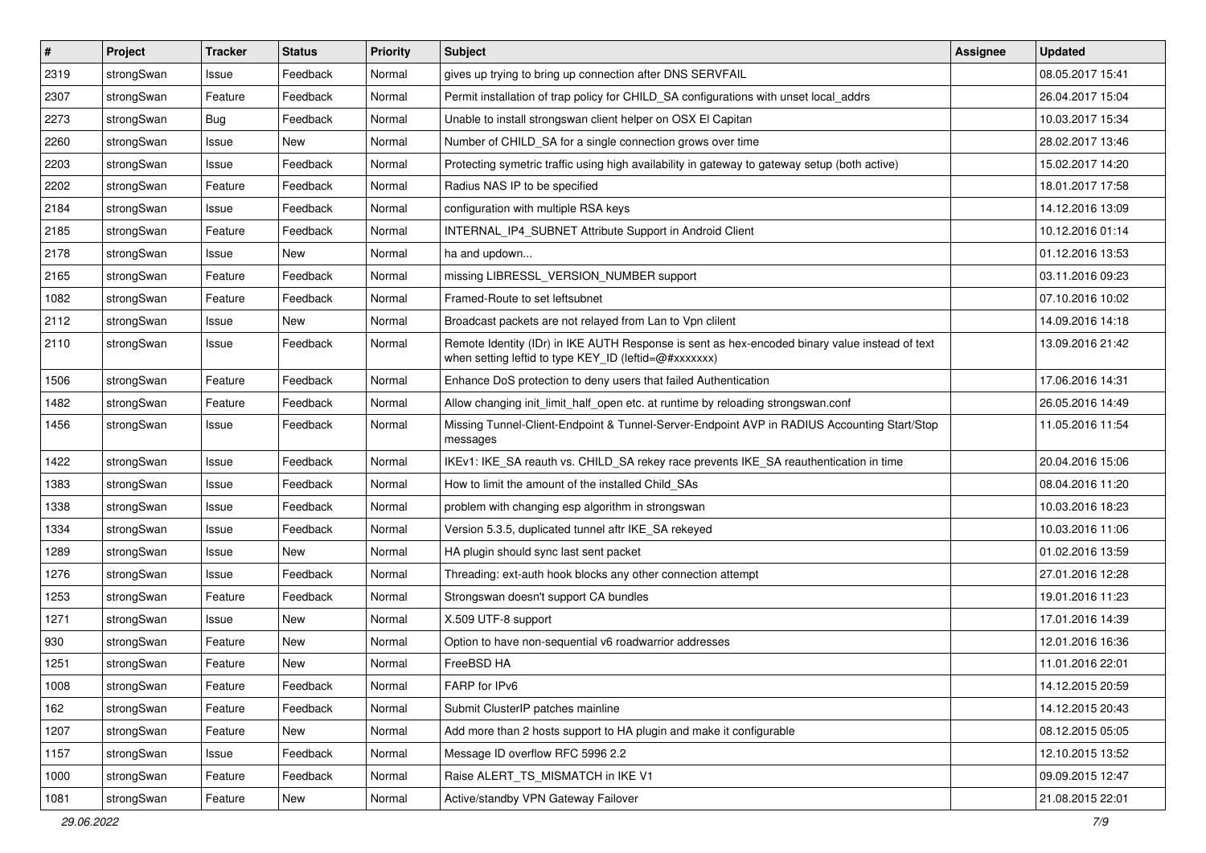| # | Project | Tracker | Status | Priority | Subject | Assignee | Updated |
|---|---|---|---|---|---|---|---|
| 2319 | strongSwan | Issue | Feedback | Normal | gives up trying to bring up connection after DNS SERVFAIL | | 08.05.2017 15:41 |
| 2307 | strongSwan | Feature | Feedback | Normal | Permit installation of trap policy for CHILD_SA configurations with unset local_addrs | | 26.04.2017 15:04 |
| 2273 | strongSwan | Bug | Feedback | Normal | Unable to install strongswan client helper on OSX El Capitan | | 10.03.2017 15:34 |
| 2260 | strongSwan | Issue | New | Normal | Number of CHILD_SA for a single connection grows over time | | 28.02.2017 13:46 |
| 2203 | strongSwan | Issue | Feedback | Normal | Protecting symetric traffic using high availability in gateway to gateway setup (both active) | | 15.02.2017 14:20 |
| 2202 | strongSwan | Feature | Feedback | Normal | Radius NAS IP to be specified | | 18.01.2017 17:58 |
| 2184 | strongSwan | Issue | Feedback | Normal | configuration with multiple RSA keys | | 14.12.2016 13:09 |
| 2185 | strongSwan | Feature | Feedback | Normal | INTERNAL_IP4_SUBNET Attribute Support in Android Client | | 10.12.2016 01:14 |
| 2178 | strongSwan | Issue | New | Normal | ha and updown... | | 01.12.2016 13:53 |
| 2165 | strongSwan | Feature | Feedback | Normal | missing LIBRESSL_VERSION_NUMBER support | | 03.11.2016 09:23 |
| 1082 | strongSwan | Feature | Feedback | Normal | Framed-Route to set leftsubnet | | 07.10.2016 10:02 |
| 2112 | strongSwan | Issue | New | Normal | Broadcast packets are not relayed from Lan to Vpn clilent | | 14.09.2016 14:18 |
| 2110 | strongSwan | Issue | Feedback | Normal | Remote Identity (IDr) in IKE AUTH Response is sent as hex-encoded binary value instead of text when setting leftid to type KEY_ID (leftid=@#xxxxxxx) | | 13.09.2016 21:42 |
| 1506 | strongSwan | Feature | Feedback | Normal | Enhance DoS protection to deny users that failed Authentication | | 17.06.2016 14:31 |
| 1482 | strongSwan | Feature | Feedback | Normal | Allow changing init_limit_half_open etc. at runtime by reloading strongswan.conf | | 26.05.2016 14:49 |
| 1456 | strongSwan | Issue | Feedback | Normal | Missing Tunnel-Client-Endpoint & Tunnel-Server-Endpoint AVP in RADIUS Accounting Start/Stop messages | | 11.05.2016 11:54 |
| 1422 | strongSwan | Issue | Feedback | Normal | IKEv1: IKE_SA reauth vs. CHILD_SA rekey race prevents IKE_SA reauthentication in time | | 20.04.2016 15:06 |
| 1383 | strongSwan | Issue | Feedback | Normal | How to limit the amount of the installed Child_SAs | | 08.04.2016 11:20 |
| 1338 | strongSwan | Issue | Feedback | Normal | problem with changing esp algorithm in strongswan | | 10.03.2016 18:23 |
| 1334 | strongSwan | Issue | Feedback | Normal | Version 5.3.5, duplicated tunnel aftr IKE_SA rekeyed | | 10.03.2016 11:06 |
| 1289 | strongSwan | Issue | New | Normal | HA plugin should sync last sent packet | | 01.02.2016 13:59 |
| 1276 | strongSwan | Issue | Feedback | Normal | Threading: ext-auth hook blocks any other connection attempt | | 27.01.2016 12:28 |
| 1253 | strongSwan | Feature | Feedback | Normal | Strongswan doesn't support CA bundles | | 19.01.2016 11:23 |
| 1271 | strongSwan | Issue | New | Normal | X.509 UTF-8 support | | 17.01.2016 14:39 |
| 930 | strongSwan | Feature | New | Normal | Option to have non-sequential v6 roadwarrior addresses | | 12.01.2016 16:36 |
| 1251 | strongSwan | Feature | New | Normal | FreeBSD HA | | 11.01.2016 22:01 |
| 1008 | strongSwan | Feature | Feedback | Normal | FARP for IPv6 | | 14.12.2015 20:59 |
| 162 | strongSwan | Feature | Feedback | Normal | Submit ClusterIP patches mainline | | 14.12.2015 20:43 |
| 1207 | strongSwan | Feature | New | Normal | Add more than 2 hosts support to HA plugin and make it configurable | | 08.12.2015 05:05 |
| 1157 | strongSwan | Issue | Feedback | Normal | Message ID overflow RFC 5996 2.2 | | 12.10.2015 13:52 |
| 1000 | strongSwan | Feature | Feedback | Normal | Raise ALERT_TS_MISMATCH in IKE V1 | | 09.09.2015 12:47 |
| 1081 | strongSwan | Feature | New | Normal | Active/standby VPN Gateway Failover | | 21.08.2015 22:01 |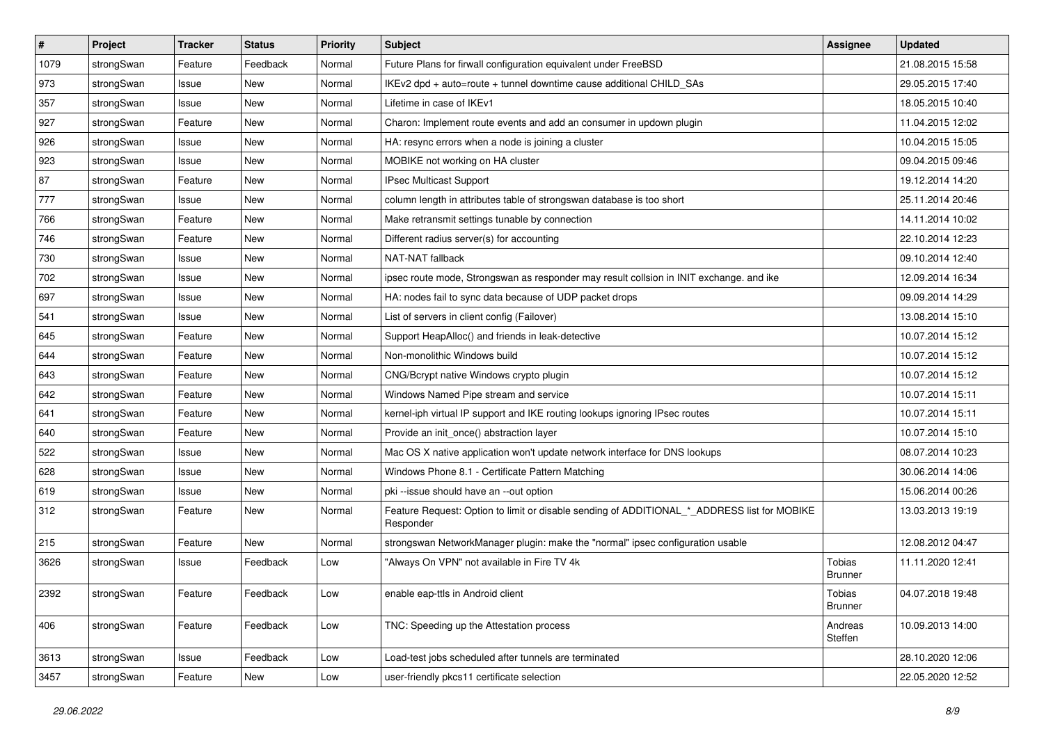| # | Project | Tracker | Status | Priority | Subject | Assignee | Updated |
|---|---|---|---|---|---|---|---|
| 1079 | strongSwan | Feature | Feedback | Normal | Future Plans for firwall configuration equivalent under FreeBSD | | 21.08.2015 15:58 |
| 973 | strongSwan | Issue | New | Normal | IKEv2 dpd + auto=route + tunnel downtime cause additional CHILD_SAs | | 29.05.2015 17:40 |
| 357 | strongSwan | Issue | New | Normal | Lifetime in case of IKEv1 | | 18.05.2015 10:40 |
| 927 | strongSwan | Feature | New | Normal | Charon: Implement route events and add an consumer in updown plugin | | 11.04.2015 12:02 |
| 926 | strongSwan | Issue | New | Normal | HA: resync errors when a node is joining a cluster | | 10.04.2015 15:05 |
| 923 | strongSwan | Issue | New | Normal | MOBIKE not working on HA cluster | | 09.04.2015 09:46 |
| 87 | strongSwan | Feature | New | Normal | IPsec Multicast Support | | 19.12.2014 14:20 |
| 777 | strongSwan | Issue | New | Normal | column length in attributes table of strongswan database is too short | | 25.11.2014 20:46 |
| 766 | strongSwan | Feature | New | Normal | Make retransmit settings tunable by connection | | 14.11.2014 10:02 |
| 746 | strongSwan | Feature | New | Normal | Different radius server(s) for accounting | | 22.10.2014 12:23 |
| 730 | strongSwan | Issue | New | Normal | NAT-NAT fallback | | 09.10.2014 12:40 |
| 702 | strongSwan | Issue | New | Normal | ipsec route mode, Strongswan as responder may result collsion in INIT exchange. and ike | | 12.09.2014 16:34 |
| 697 | strongSwan | Issue | New | Normal | HA: nodes fail to sync data because of UDP packet drops | | 09.09.2014 14:29 |
| 541 | strongSwan | Issue | New | Normal | List of servers in client config (Failover) | | 13.08.2014 15:10 |
| 645 | strongSwan | Feature | New | Normal | Support HeapAlloc() and friends in leak-detective | | 10.07.2014 15:12 |
| 644 | strongSwan | Feature | New | Normal | Non-monolithic Windows build | | 10.07.2014 15:12 |
| 643 | strongSwan | Feature | New | Normal | CNG/Bcrypt native Windows crypto plugin | | 10.07.2014 15:12 |
| 642 | strongSwan | Feature | New | Normal | Windows Named Pipe stream and service | | 10.07.2014 15:11 |
| 641 | strongSwan | Feature | New | Normal | kernel-iph virtual IP support and IKE routing lookups ignoring IPsec routes | | 10.07.2014 15:11 |
| 640 | strongSwan | Feature | New | Normal | Provide an init_once() abstraction layer | | 10.07.2014 15:10 |
| 522 | strongSwan | Issue | New | Normal | Mac OS X native application won't update network interface for DNS lookups | | 08.07.2014 10:23 |
| 628 | strongSwan | Issue | New | Normal | Windows Phone 8.1 - Certificate Pattern Matching | | 30.06.2014 14:06 |
| 619 | strongSwan | Issue | New | Normal | pki --issue should have an --out option | | 15.06.2014 00:26 |
| 312 | strongSwan | Feature | New | Normal | Feature Request: Option to limit or disable sending of ADDITIONAL_*_ADDRESS list for MOBIKE Responder | | 13.03.2013 19:19 |
| 215 | strongSwan | Feature | New | Normal | strongswan NetworkManager plugin: make the "normal" ipsec configuration usable | | 12.08.2012 04:47 |
| 3626 | strongSwan | Issue | Feedback | Low | "Always On VPN" not available in Fire TV 4k | Tobias Brunner | 11.11.2020 12:41 |
| 2392 | strongSwan | Feature | Feedback | Low | enable eap-ttls in Android client | Tobias Brunner | 04.07.2018 19:48 |
| 406 | strongSwan | Feature | Feedback | Low | TNC: Speeding up the Attestation process | Andreas Steffen | 10.09.2013 14:00 |
| 3613 | strongSwan | Issue | Feedback | Low | Load-test jobs scheduled after tunnels are terminated | | 28.10.2020 12:06 |
| 3457 | strongSwan | Feature | New | Low | user-friendly pkcs11 certificate selection | | 22.05.2020 12:52 |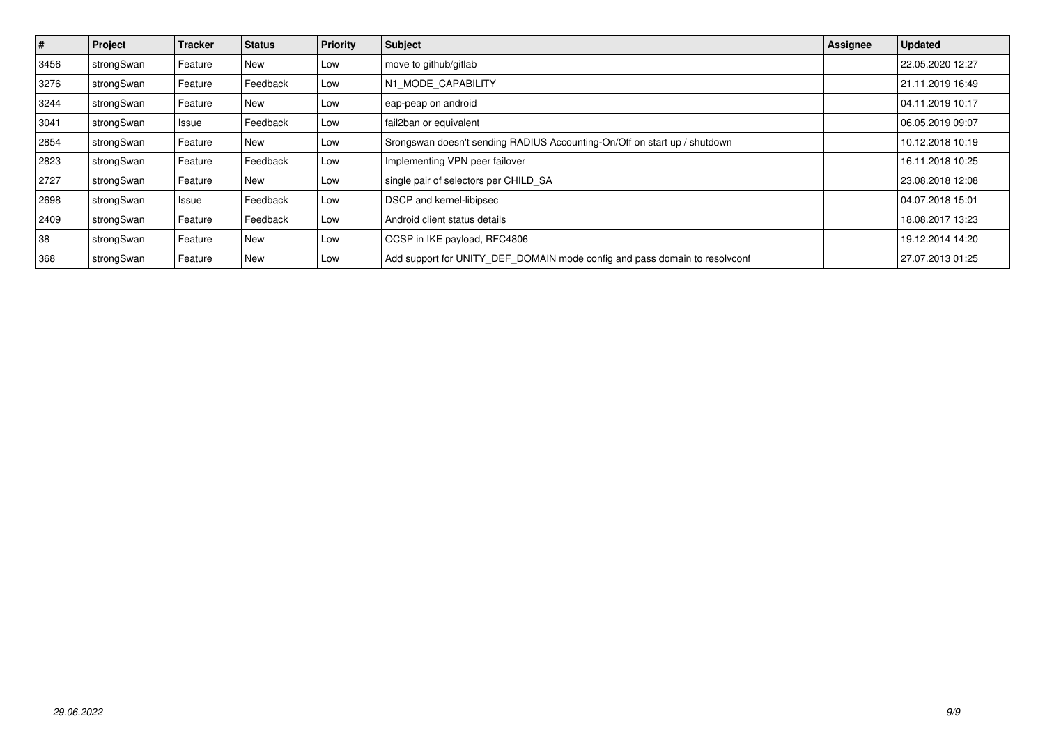| # | Project | Tracker | Status | Priority | Subject | Assignee | Updated |
|---|---|---|---|---|---|---|---|
| 3456 | strongSwan | Feature | New | Low | move to github/gitlab | | 22.05.2020 12:27 |
| 3276 | strongSwan | Feature | Feedback | Low | N1_MODE_CAPABILITY | | 21.11.2019 16:49 |
| 3244 | strongSwan | Feature | New | Low | eap-peap on android | | 04.11.2019 10:17 |
| 3041 | strongSwan | Issue | Feedback | Low | fail2ban or equivalent | | 06.05.2019 09:07 |
| 2854 | strongSwan | Feature | New | Low | Srongswan doesn't sending RADIUS Accounting-On/Off on start up / shutdown | | 10.12.2018 10:19 |
| 2823 | strongSwan | Feature | Feedback | Low | Implementing VPN peer failover | | 16.11.2018 10:25 |
| 2727 | strongSwan | Feature | New | Low | single pair of selectors per CHILD_SA | | 23.08.2018 12:08 |
| 2698 | strongSwan | Issue | Feedback | Low | DSCP and kernel-libipsec | | 04.07.2018 15:01 |
| 2409 | strongSwan | Feature | Feedback | Low | Android client status details | | 18.08.2017 13:23 |
| 38 | strongSwan | Feature | New | Low | OCSP in IKE payload, RFC4806 | | 19.12.2014 14:20 |
| 368 | strongSwan | Feature | New | Low | Add support for UNITY_DEF_DOMAIN mode config and pass domain to resolvconf | | 27.07.2013 01:25 |